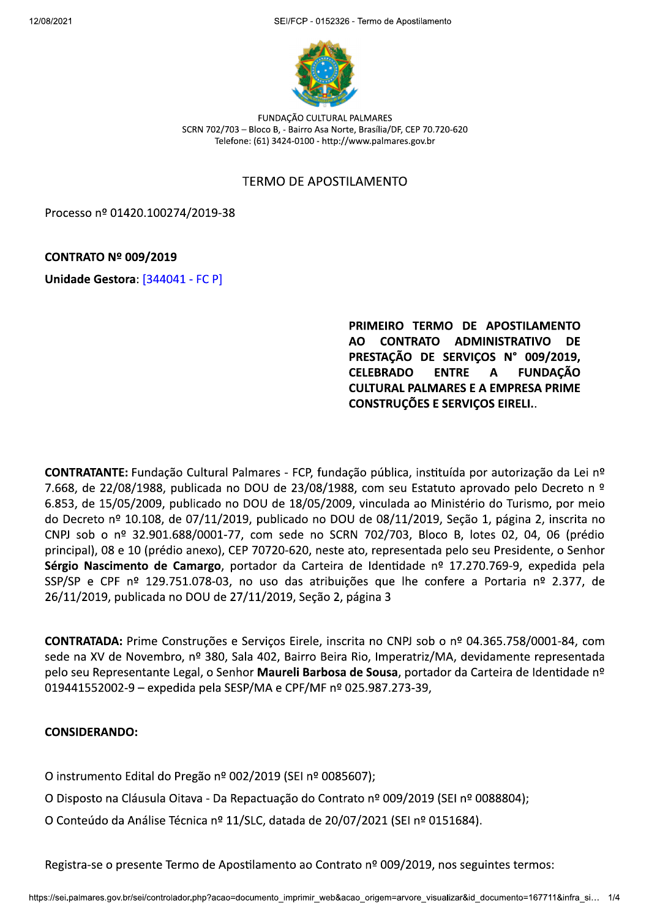FUNDAÇÃO CULTURAL PALMARES
SCRN 702/703 – Bloco B, - Bairro Asa Norte, Brasília/DF, CEP 70.720-620
Telefone: (61) 3424-0100 - http://www.palmares.gov.br

# TERMO DE APOSTILAMENTO

Processo nº 01420.100274/2019-38

**CONTRATO Nº 009/2019**

**Unidade Gestora**: [344041 - FC P]

**PRIMEIRO TERMO DE APOSTILAMENTO AO CONTRATO ADMINISTRATIVO DE PRESTAÇÃO DE SERVIÇOS N° 009/2019, CELEBRADO ENTRE A FUNDAÇÃO CULTURAL PALMARES E A EMPRESA PRIME CONSTRUÇÕES E SERVIÇOS EIRELI.**.

**CONTRATANTE:** Fundação Cultural Palmares - FCP, fundação pública, instituída por autorização da Lei nº 7.668, de 22/08/1988, publicada no DOU de 23/08/1988, com seu Estatuto aprovado pelo Decreto n º 6.853, de 15/05/2009, publicado no DOU de 18/05/2009, vinculada ao Ministério do Turismo, por meio do Decreto nº 10.108, de 07/11/2019, publicado no DOU de 08/11/2019, Seção 1, página 2, inscrita no CNPJ sob o nº 32.901.688/0001-77, com sede no SCRN 702/703, Bloco B, lotes 02, 04, 06 (prédio principal), 08 e 10 (prédio anexo), CEP 70720-620, neste ato, representada pelo seu Presidente, o Senhor **Sérgio Nascimento de Camargo**, portador da Carteira de Identidade nº 17.270.769-9, expedida pela SSP/SP e CPF nº 129.751.078-03, no uso das atribuições que lhe confere a Portaria nº 2.377, de 26/11/2019, publicada no DOU de 27/11/2019, Seção 2, página 3

**CONTRATADA:** Prime Construções e Serviços Eirele, inscrita no CNPJ sob o nº 04.365.758/0001-84, com sede na XV de Novembro, nº 380, Sala 402, Bairro Beira Rio, Imperatriz/MA, devidamente representada pelo seu Representante Legal, o Senhor **Maureli Barbosa de Sousa**, portador da Carteira de Identidade nº 019441552002-9 – expedida pela SESP/MA e CPF/MF nº 025.987.273-39,

**CONSIDERANDO:**

O instrumento Edital do Pregão nº 002/2019 (SEI nº 0085607);

O Disposto na Cláusula Oitava - Da Repactuação do Contrato nº 009/2019 (SEI nº 0088804);

O Conteúdo da Análise Técnica nº 11/SLC, datada de 20/07/2021 (SEI nº 0151684).

Registra-se o presente Termo de Apostilamento ao Contrato nº 009/2019, nos seguintes termos: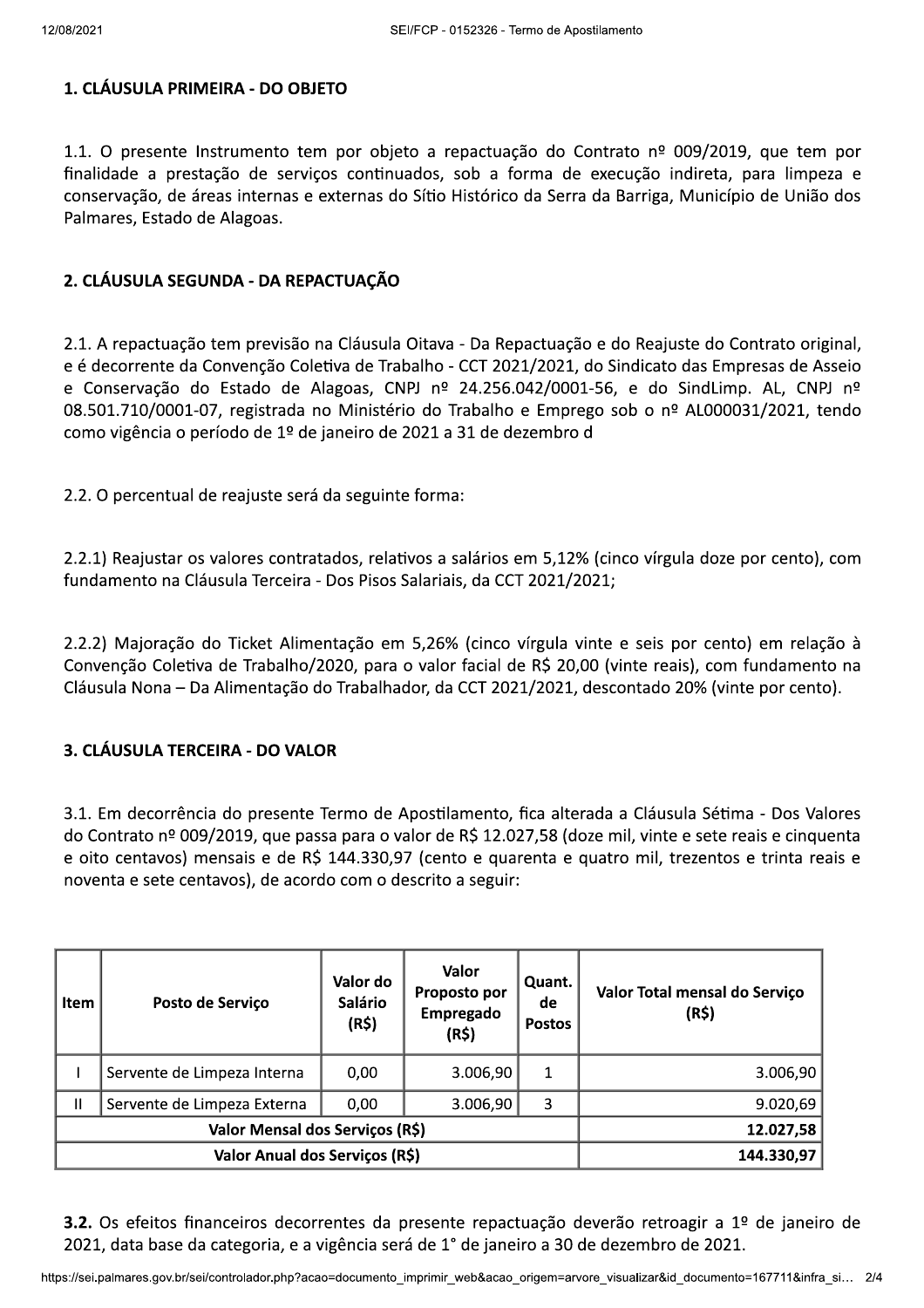## 1. CLÁUSULA PRIMEIRA - DO OBJETO

1.1. O presente Instrumento tem por objeto a repactuação do Contrato nº 009/2019, que tem por finalidade a prestação de serviços continuados, sob a forma de execução indireta, para limpeza e conservação, de áreas internas e externas do Sítio Histórico da Serra da Barriga, Município de União dos Palmares, Estado de Alagoas.

## 2. CLÁUSULA SEGUNDA - DA REPACTUAÇÃO

2.1. A repactuação tem previsão na Cláusula Oitava - Da Repactuação e do Reajuste do Contrato original, e é decorrente da Convenção Coletiva de Trabalho - CCT 2021/2021, do Sindicato das Empresas de Asseio e Conservação do Estado de Alagoas, CNPJ nº 24.256.042/0001-56, e do SindLimp. AL, CNPJ nº 08.501.710/0001-07, registrada no Ministério do Trabalho e Emprego sob o nº AL000031/2021, tendo como vigência o período de 1º de janeiro de 2021 a 31 de dezembro d

2.2. O percentual de reajuste será da seguinte forma:

2.2.1) Reajustar os valores contratados, relativos a salários em 5,12% (cinco vírgula doze por cento), com fundamento na Cláusula Terceira - Dos Pisos Salariais, da CCT 2021/2021;

2.2.2) Majoração do Ticket Alimentação em 5,26% (cinco vírgula vinte e seis por cento) em relação à Convenção Coletiva de Trabalho/2020, para o valor facial de R$ 20,00 (vinte reais), com fundamento na Cláusula Nona – Da Alimentação do Trabalhador, da CCT 2021/2021, descontado 20% (vinte por cento).

## 3. CLÁUSULA TERCEIRA - DO VALOR

3.1. Em decorrência do presente Termo de Apostilamento, fica alterada a Cláusula Sétima - Dos Valores do Contrato nº 009/2019, que passa para o valor de R$ 12.027,58 (doze mil, vinte e sete reais e cinquenta e oito centavos) mensais e de R$ 144.330,97 (cento e quarenta e quatro mil, trezentos e trinta reais e noventa e sete centavos), de acordo com o descrito a seguir:

| Item | Posto de Serviço | Valor do Salário (R$) | Valor Proposto por Empregado (R$) | Quant. de Postos | Valor Total mensal do Serviço (R$) |
|---|---|---|---|---|---|
| I | Servente de Limpeza Interna | 0,00 | 3.006,90 | 1 | 3.006,90 |
| II | Servente de Limpeza Externa | 0,00 | 3.006,90 | 3 | 9.020,69 |
| Valor Mensal dos Serviços (R$) | | | | | 12.027,58 |
| Valor Anual dos Serviços (R$) | | | | | 144.330,97 |

**3.2.** Os efeitos financeiros decorrentes da presente repactuação deverão retroagir a 1º de janeiro de 2021, data base da categoria, e a vigência será de 1° de janeiro a 30 de dezembro de 2021.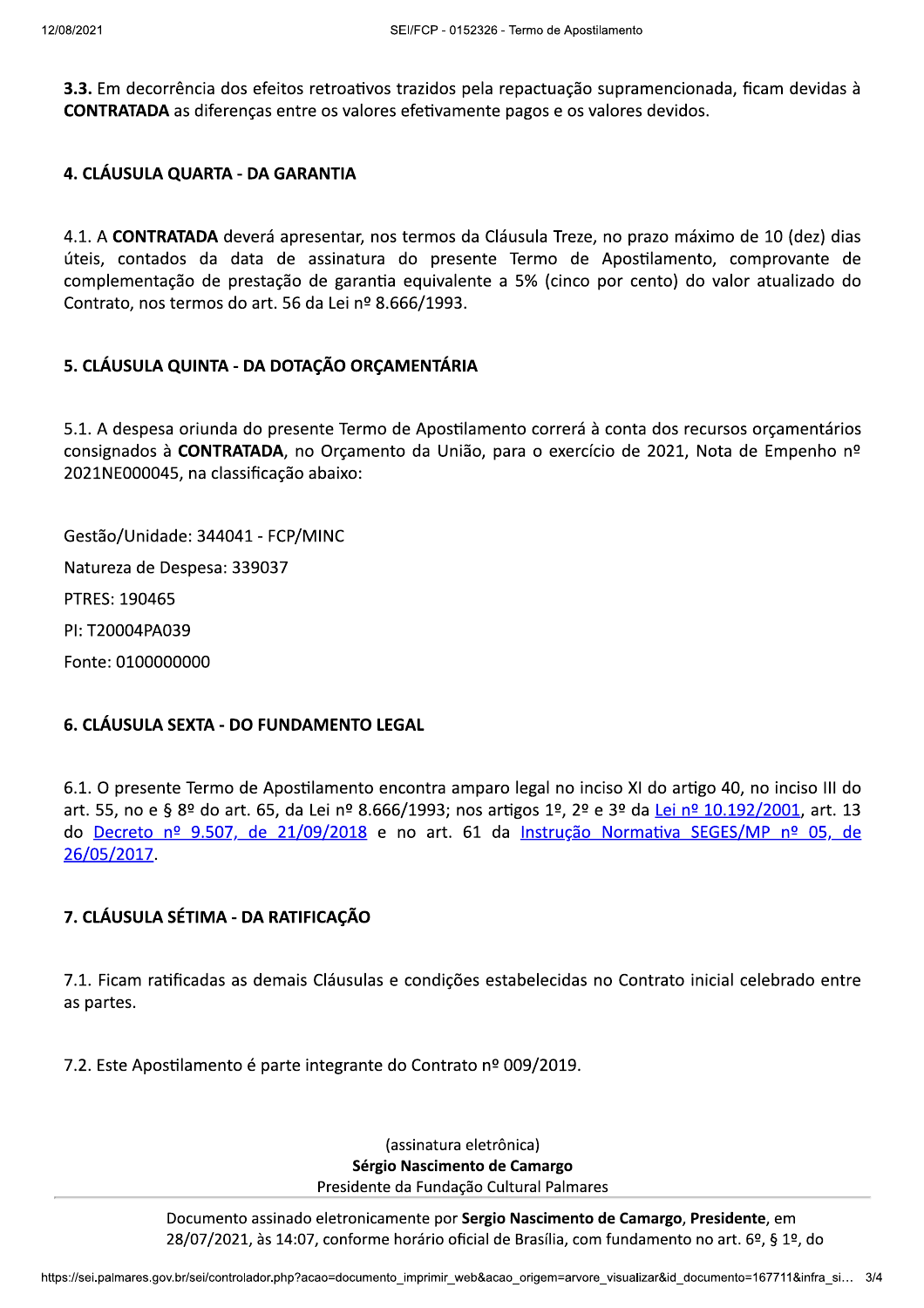**3.3.** Em decorrência dos efeitos retroativos trazidos pela repactuação supramencionada, ficam devidas à **CONTRATADA** as diferenças entre os valores efetivamente pagos e os valores devidos.

## 4. CLÁUSULA QUARTA - DA GARANTIA

4.1. A **CONTRATADA** deverá apresentar, nos termos da Cláusula Treze, no prazo máximo de 10 (dez) dias úteis, contados da data de assinatura do presente Termo de Apostilamento, comprovante de complementação de prestação de garantia equivalente a 5% (cinco por cento) do valor atualizado do Contrato, nos termos do art. 56 da Lei nº 8.666/1993.

## 5. CLÁUSULA QUINTA - DA DOTAÇÃO ORÇAMENTÁRIA

5.1. A despesa oriunda do presente Termo de Apostilamento correrá à conta dos recursos orçamentários consignados à **CONTRATADA**, no Orçamento da União, para o exercício de 2021, Nota de Empenho nº 2021NE000045, na classificação abaixo:

Gestão/Unidade: 344041 - FCP/MINC

Natureza de Despesa: 339037

PTRES: 190465

PI: T20004PA039

Fonte: 0100000000

## 6. CLÁUSULA SEXTA - DO FUNDAMENTO LEGAL

6.1. O presente Termo de Apostilamento encontra amparo legal no inciso XI do artigo 40, no inciso III do art. 55, no e § 8º do art. 65, da Lei nº 8.666/1993; nos artigos 1º, 2º e 3º da Lei nº 10.192/2001, art. 13 do Decreto nº 9.507, de 21/09/2018 e no art. 61 da Instrução Normativa SEGES/MP nº 05, de 26/05/2017.

## 7. CLÁUSULA SÉTIMA - DA RATIFICAÇÃO

7.1. Ficam ratificadas as demais Cláusulas e condições estabelecidas no Contrato inicial celebrado entre as partes.

7.2. Este Apostilamento é parte integrante do Contrato nº 009/2019.

(assinatura eletrônica)
**Sérgio Nascimento de Camargo**
Presidente da Fundação Cultural Palmares

Documento assinado eletronicamente por **Sergio Nascimento de Camargo**, **Presidente**, em 28/07/2021, às 14:07, conforme horário oficial de Brasília, com fundamento no art. 6º, § 1º, do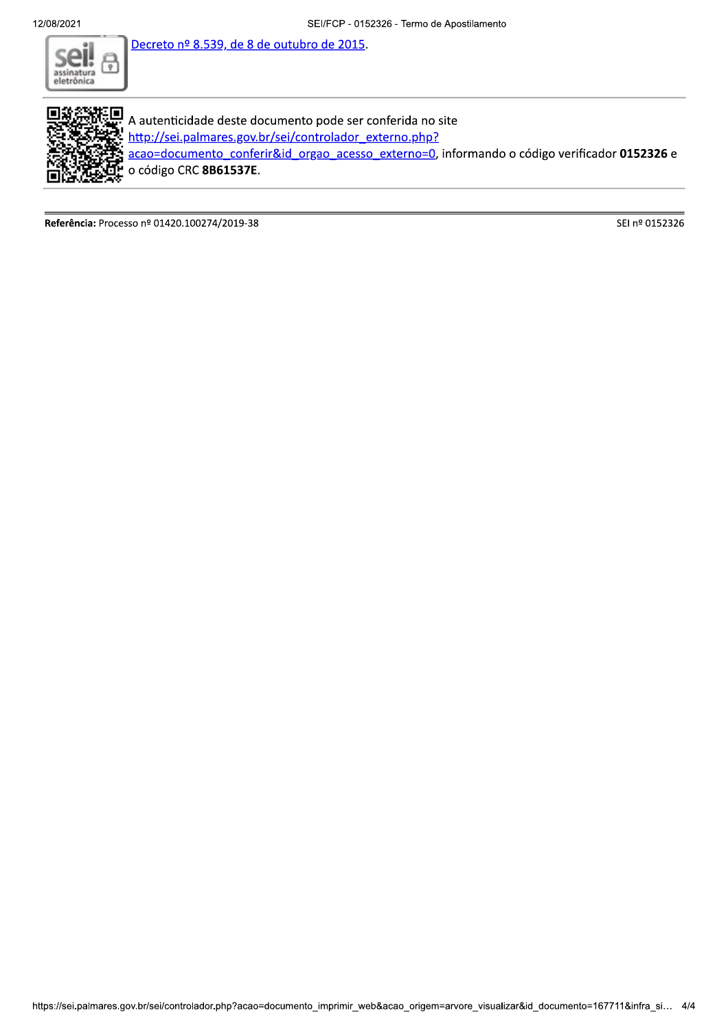[Decreto nº 8.539, de 8 de outubro de 2015](Decreto nº 8.539, de 8 de outubro de 2015).

A autenticidade deste documento pode ser conferida no site http://sei.palmares.gov.br/sei/controlador_externo.php?acao=documento_conferir&id_orgao_acesso_externo=0, informando o código verificador **0152326** e o código CRC **8B61537E**.

---

**Referência:** Processo nº 01420.100274/2019-38 — SEI nº 0152326